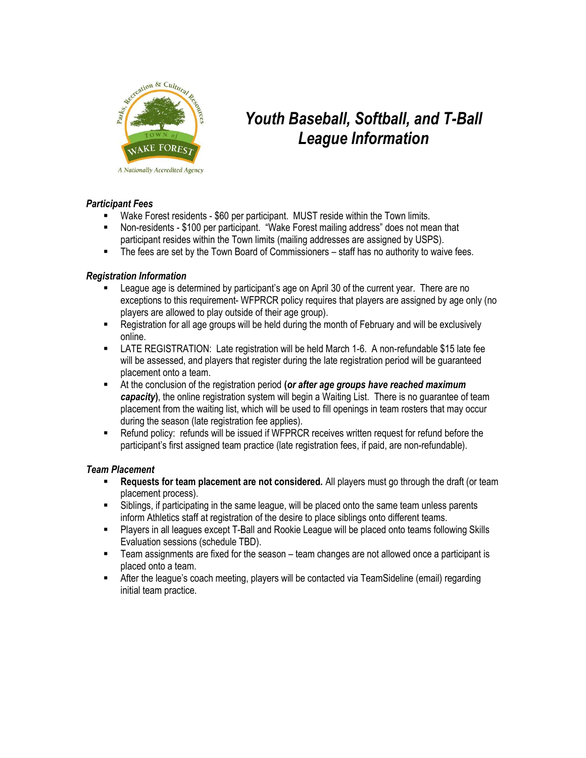# *Youth Baseball, Softball, and T-Ball League Information*

### *Participant Fees*

- Wake Forest residents - $60 per participant. MUST reside within the Town limits.
- Non-residents - $100 per participant. "Wake Forest mailing address" does not mean that participant resides within the Town limits (mailing addresses are assigned by USPS).
- The fees are set by the Town Board of Commissioners – staff has no authority to waive fees.

### *Registration Information*

- League age is determined by participant's age on April 30 of the current year. There are no exceptions to this requirement- WFPRCR policy requires that players are assigned by age only (no players are allowed to play outside of their age group).
- Registration for all age groups will be held during the month of February and will be exclusively online.
- LATE REGISTRATION: Late registration will be held March 1-6. A non-refundable $15 late fee will be assessed, and players that register during the late registration period will be guaranteed placement onto a team.
- At the conclusion of the registration period **(*or after age groups have reached maximum capacity*)**, the online registration system will begin a Waiting List. There is no guarantee of team placement from the waiting list, which will be used to fill openings in team rosters that may occur during the season (late registration fee applies).
- Refund policy: refunds will be issued if WFPRCR receives written request for refund before the participant's first assigned team practice (late registration fees, if paid, are non-refundable).

### *Team Placement*

- **Requests for team placement are not considered.** All players must go through the draft (or team placement process).
- Siblings, if participating in the same league, will be placed onto the same team unless parents inform Athletics staff at registration of the desire to place siblings onto different teams.
- Players in all leagues except T-Ball and Rookie League will be placed onto teams following Skills Evaluation sessions (schedule TBD).
- Team assignments are fixed for the season – team changes are not allowed once a participant is placed onto a team.
- After the league's coach meeting, players will be contacted via TeamSideline (email) regarding initial team practice.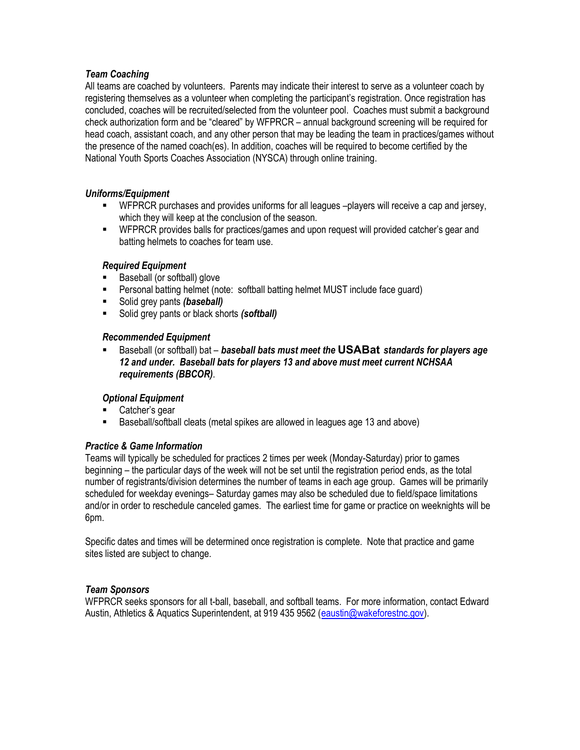### *Team Coaching*

All teams are coached by volunteers. Parents may indicate their interest to serve as a volunteer coach by registering themselves as a volunteer when completing the participant's registration. Once registration has concluded, coaches will be recruited/selected from the volunteer pool. Coaches must submit a background check authorization form and be "cleared" by WFPRCR – annual background screening will be required for head coach, assistant coach, and any other person that may be leading the team in practices/games without the presence of the named coach(es). In addition, coaches will be required to become certified by the National Youth Sports Coaches Association (NYSCA) through online training.

### *Uniforms/Equipment*

- WFPRCR purchases and provides uniforms for all leagues –players will receive a cap and jersey, which they will keep at the conclusion of the season.
- WFPRCR provides balls for practices/games and upon request will provided catcher's gear and batting helmets to coaches for team use.

#### *Required Equipment*

- Baseball (or softball) glove
- Personal batting helmet (note: softball batting helmet MUST include face guard)
- Solid grey pants ***(baseball)***
- Solid grey pants or black shorts ***(softball)***

#### *Recommended Equipment*

- Baseball (or softball) bat – ***baseball bats must meet the* USABat *standards for players age 12 and under. Baseball bats for players 13 and above must meet current NCHSAA requirements (BBCOR)***.

#### *Optional Equipment*

- Catcher's gear
- Baseball/softball cleats (metal spikes are allowed in leagues age 13 and above)

### *Practice & Game Information*

Teams will typically be scheduled for practices 2 times per week (Monday-Saturday) prior to games beginning – the particular days of the week will not be set until the registration period ends, as the total number of registrants/division determines the number of teams in each age group. Games will be primarily scheduled for weekday evenings– Saturday games may also be scheduled due to field/space limitations and/or in order to reschedule canceled games. The earliest time for game or practice on weeknights will be 6pm.

Specific dates and times will be determined once registration is complete. Note that practice and game sites listed are subject to change.

### *Team Sponsors*

WFPRCR seeks sponsors for all t-ball, baseball, and softball teams. For more information, contact Edward Austin, Athletics & Aquatics Superintendent, at 919 435 9562 (eaustin@wakeforestnc.gov).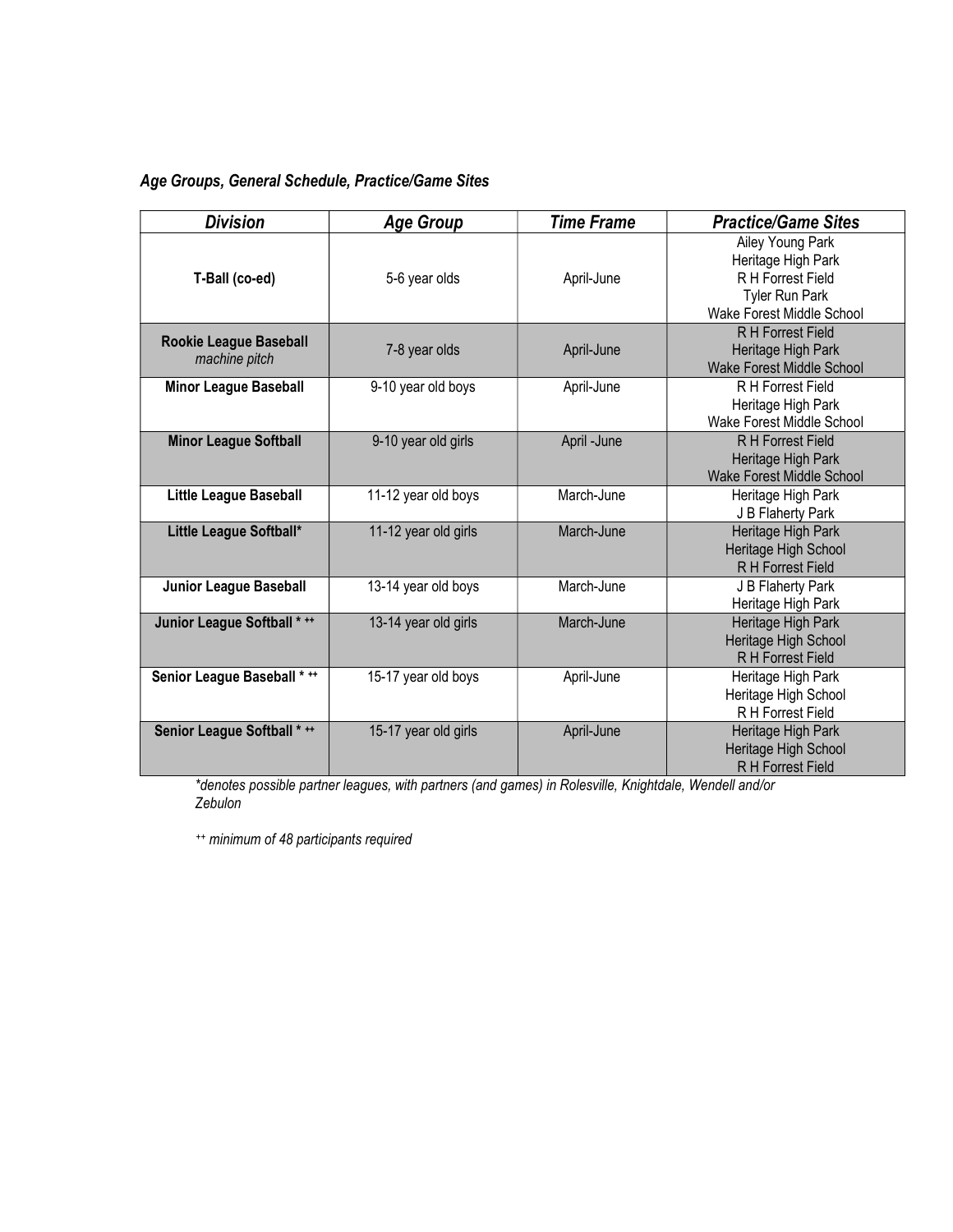*Age Groups, General Schedule, Practice/Game Sites*

| *Division* | *Age Group* | *Time Frame* | *Practice/Game Sites* |
|---|---|---|---|
| **T-Ball (co-ed)** | 5-6 year olds | April-June | Ailey Young Park<br>Heritage High Park<br>R H Forrest Field<br>Tyler Run Park<br>Wake Forest Middle School |
| **Rookie League Baseball**<br>*machine pitch* | 7-8 year olds | April-June | R H Forrest Field<br>Heritage High Park<br>Wake Forest Middle School |
| **Minor League Baseball** | 9-10 year old boys | April-June | R H Forrest Field<br>Heritage High Park<br>Wake Forest Middle School |
| **Minor League Softball** | 9-10 year old girls | April -June | R H Forrest Field<br>Heritage High Park<br>Wake Forest Middle School |
| **Little League Baseball** | 11-12 year old boys | March-June | Heritage High Park<br>J B Flaherty Park |
| **Little League Softball*** | 11-12 year old girls | March-June | Heritage High Park<br>Heritage High School<br>R H Forrest Field |
| **Junior League Baseball** | 13-14 year old boys | March-June | J B Flaherty Park<br>Heritage High Park |
| **Junior League Softball * ++** | 13-14 year old girls | March-June | Heritage High Park<br>Heritage High School<br>R H Forrest Field |
| **Senior League Baseball * ++** | 15-17 year old boys | April-June | Heritage High Park<br>Heritage High School<br>R H Forrest Field |
| **Senior League Softball * ++** | 15-17 year old girls | April-June | Heritage High Park<br>Heritage High School<br>R H Forrest Field |

*\*denotes possible partner leagues, with partners (and games) in Rolesville, Knightdale, Wendell and/or Zebulon*

*++ minimum of 48 participants required*